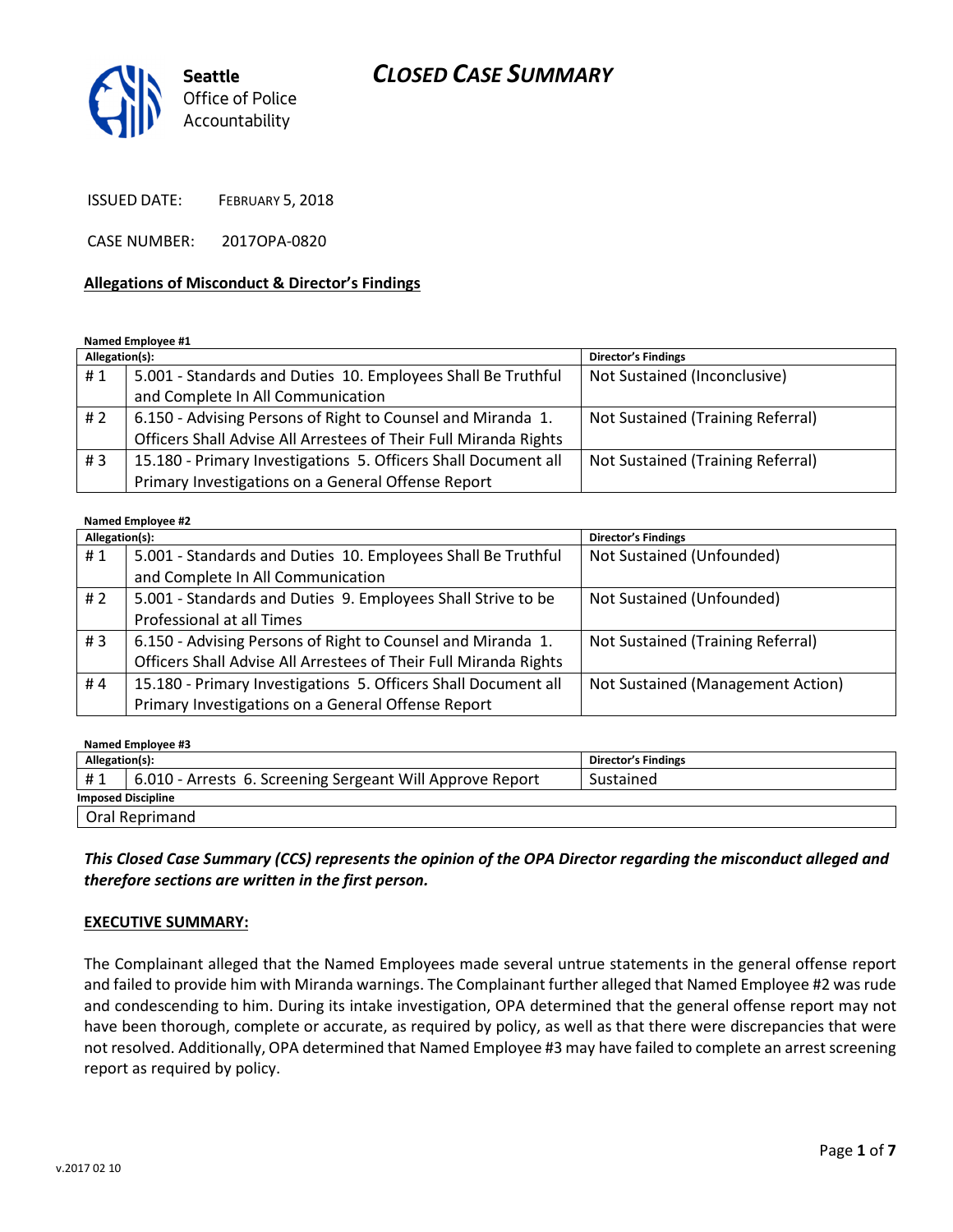Seattle Office of Police Accountability

# CLOSED CASE SUMMARY

ISSUED DATE: FEBRUARY 5, 2018

CASE NUMBER: 2017OPA-0820

**Allegations of Misconduct & Director's Findings**

**Named Employee #1**

| Allegation(s): | | Director's Findings |
|---|---|---|
| # 1 | 5.001 - Standards and Duties 10. Employees Shall Be Truthful and Complete In All Communication | Not Sustained (Inconclusive) |
| # 2 | 6.150 - Advising Persons of Right to Counsel and Miranda 1. Officers Shall Advise All Arrestees of Their Full Miranda Rights | Not Sustained (Training Referral) |
| # 3 | 15.180 - Primary Investigations 5. Officers Shall Document all Primary Investigations on a General Offense Report | Not Sustained (Training Referral) |

**Named Employee #2**

| Allegation(s): | | Director's Findings |
|---|---|---|
| # 1 | 5.001 - Standards and Duties 10. Employees Shall Be Truthful and Complete In All Communication | Not Sustained (Unfounded) |
| # 2 | 5.001 - Standards and Duties 9. Employees Shall Strive to be Professional at all Times | Not Sustained (Unfounded) |
| # 3 | 6.150 - Advising Persons of Right to Counsel and Miranda 1. Officers Shall Advise All Arrestees of Their Full Miranda Rights | Not Sustained (Training Referral) |
| # 4 | 15.180 - Primary Investigations 5. Officers Shall Document all Primary Investigations on a General Offense Report | Not Sustained (Management Action) |

**Named Employee #3**

| Allegation(s): | | Director's Findings |
|---|---|---|
| # 1 | 6.010 - Arrests 6. Screening Sergeant Will Approve Report | Sustained |
| **Imposed Discipline** | | |
| Oral Reprimand | | |

***This Closed Case Summary (CCS) represents the opinion of the OPA Director regarding the misconduct alleged and therefore sections are written in the first person.***

**EXECUTIVE SUMMARY:**

The Complainant alleged that the Named Employees made several untrue statements in the general offense report and failed to provide him with Miranda warnings. The Complainant further alleged that Named Employee #2 was rude and condescending to him. During its intake investigation, OPA determined that the general offense report may not have been thorough, complete or accurate, as required by policy, as well as that there were discrepancies that were not resolved. Additionally, OPA determined that Named Employee #3 may have failed to complete an arrest screening report as required by policy.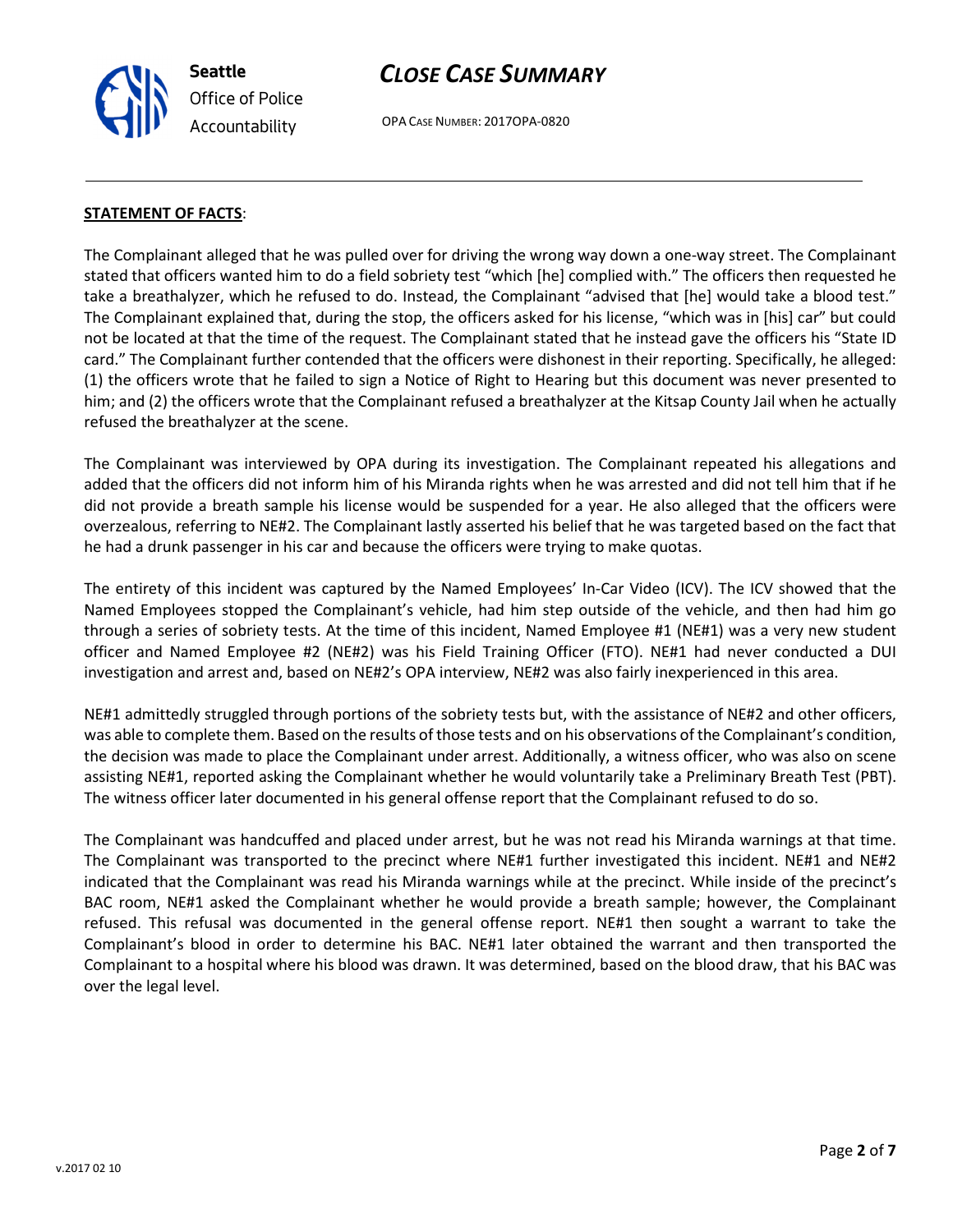**STATEMENT OF FACTS**:

The Complainant alleged that he was pulled over for driving the wrong way down a one-way street. The Complainant stated that officers wanted him to do a field sobriety test "which [he] complied with." The officers then requested he take a breathalyzer, which he refused to do. Instead, the Complainant "advised that [he] would take a blood test." The Complainant explained that, during the stop, the officers asked for his license, "which was in [his] car" but could not be located at that the time of the request. The Complainant stated that he instead gave the officers his "State ID card." The Complainant further contended that the officers were dishonest in their reporting. Specifically, he alleged: (1) the officers wrote that he failed to sign a Notice of Right to Hearing but this document was never presented to him; and (2) the officers wrote that the Complainant refused a breathalyzer at the Kitsap County Jail when he actually refused the breathalyzer at the scene.

The Complainant was interviewed by OPA during its investigation. The Complainant repeated his allegations and added that the officers did not inform him of his Miranda rights when he was arrested and did not tell him that if he did not provide a breath sample his license would be suspended for a year. He also alleged that the officers were overzealous, referring to NE#2. The Complainant lastly asserted his belief that he was targeted based on the fact that he had a drunk passenger in his car and because the officers were trying to make quotas.

The entirety of this incident was captured by the Named Employees' In-Car Video (ICV). The ICV showed that the Named Employees stopped the Complainant's vehicle, had him step outside of the vehicle, and then had him go through a series of sobriety tests. At the time of this incident, Named Employee #1 (NE#1) was a very new student officer and Named Employee #2 (NE#2) was his Field Training Officer (FTO). NE#1 had never conducted a DUI investigation and arrest and, based on NE#2's OPA interview, NE#2 was also fairly inexperienced in this area.

NE#1 admittedly struggled through portions of the sobriety tests but, with the assistance of NE#2 and other officers, was able to complete them. Based on the results of those tests and on his observations of the Complainant's condition, the decision was made to place the Complainant under arrest. Additionally, a witness officer, who was also on scene assisting NE#1, reported asking the Complainant whether he would voluntarily take a Preliminary Breath Test (PBT). The witness officer later documented in his general offense report that the Complainant refused to do so.

The Complainant was handcuffed and placed under arrest, but he was not read his Miranda warnings at that time. The Complainant was transported to the precinct where NE#1 further investigated this incident. NE#1 and NE#2 indicated that the Complainant was read his Miranda warnings while at the precinct. While inside of the precinct's BAC room, NE#1 asked the Complainant whether he would provide a breath sample; however, the Complainant refused. This refusal was documented in the general offense report. NE#1 then sought a warrant to take the Complainant's blood in order to determine his BAC. NE#1 later obtained the warrant and then transported the Complainant to a hospital where his blood was drawn. It was determined, based on the blood draw, that his BAC was over the legal level.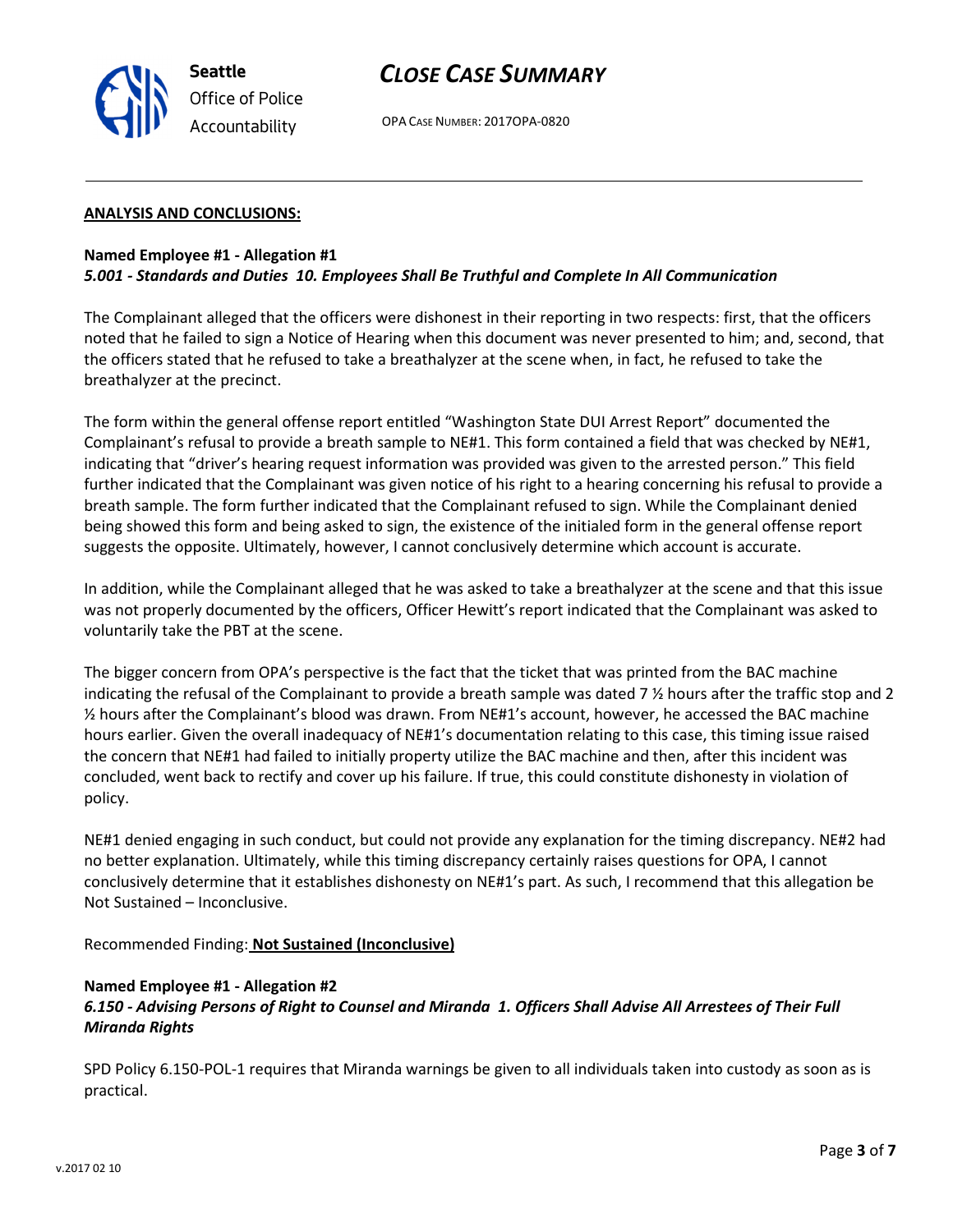## ANALYSIS AND CONCLUSIONS:

**Named Employee #1 - Allegation #1**
***5.001 - Standards and Duties 10. Employees Shall Be Truthful and Complete In All Communication***

The Complainant alleged that the officers were dishonest in their reporting in two respects: first, that the officers noted that he failed to sign a Notice of Hearing when this document was never presented to him; and, second, that the officers stated that he refused to take a breathalyzer at the scene when, in fact, he refused to take the breathalyzer at the precinct.

The form within the general offense report entitled "Washington State DUI Arrest Report" documented the Complainant's refusal to provide a breath sample to NE#1. This form contained a field that was checked by NE#1, indicating that "driver's hearing request information was provided was given to the arrested person." This field further indicated that the Complainant was given notice of his right to a hearing concerning his refusal to provide a breath sample. The form further indicated that the Complainant refused to sign. While the Complainant denied being showed this form and being asked to sign, the existence of the initialed form in the general offense report suggests the opposite. Ultimately, however, I cannot conclusively determine which account is accurate.

In addition, while the Complainant alleged that he was asked to take a breathalyzer at the scene and that this issue was not properly documented by the officers, Officer Hewitt's report indicated that the Complainant was asked to voluntarily take the PBT at the scene.

The bigger concern from OPA's perspective is the fact that the ticket that was printed from the BAC machine indicating the refusal of the Complainant to provide a breath sample was dated 7 ½ hours after the traffic stop and 2 ½ hours after the Complainant's blood was drawn. From NE#1's account, however, he accessed the BAC machine hours earlier. Given the overall inadequacy of NE#1's documentation relating to this case, this timing issue raised the concern that NE#1 had failed to initially property utilize the BAC machine and then, after this incident was concluded, went back to rectify and cover up his failure. If true, this could constitute dishonesty in violation of policy.

NE#1 denied engaging in such conduct, but could not provide any explanation for the timing discrepancy. NE#2 had no better explanation. Ultimately, while this timing discrepancy certainly raises questions for OPA, I cannot conclusively determine that it establishes dishonesty on NE#1's part. As such, I recommend that this allegation be Not Sustained – Inconclusive.

Recommended Finding: **Not Sustained (Inconclusive)**

**Named Employee #1 - Allegation #2**
***6.150 - Advising Persons of Right to Counsel and Miranda 1. Officers Shall Advise All Arrestees of Their Full Miranda Rights***

SPD Policy 6.150-POL-1 requires that Miranda warnings be given to all individuals taken into custody as soon as is practical.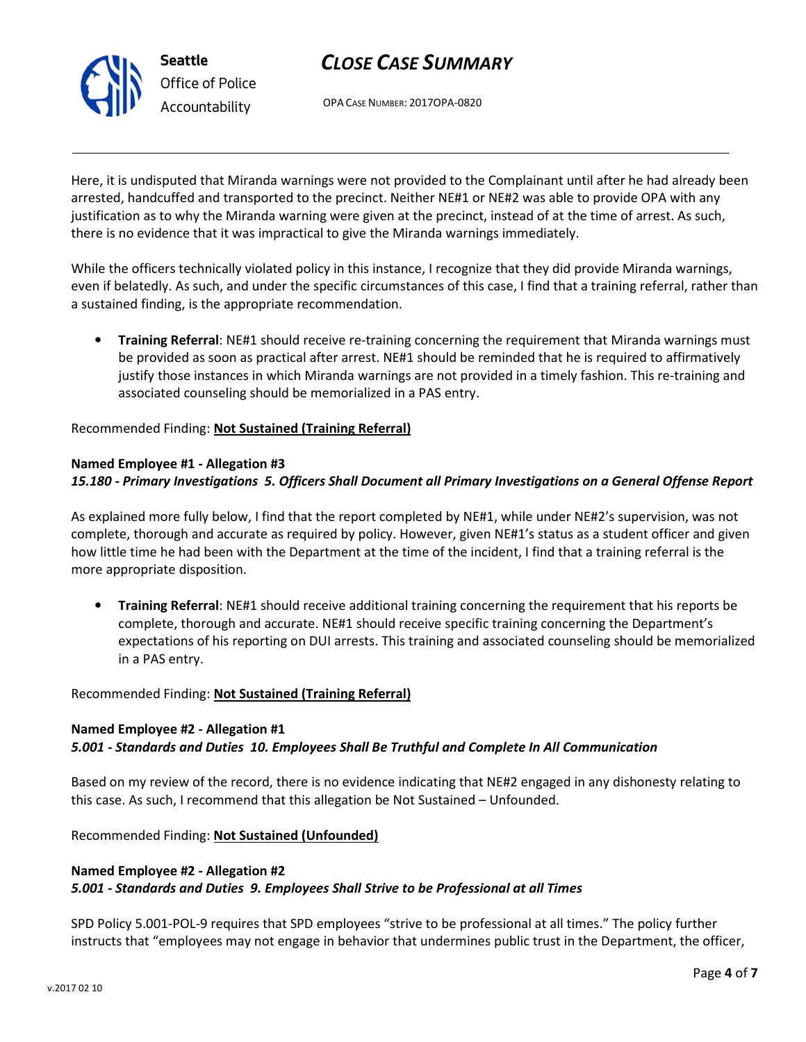Here, it is undisputed that Miranda warnings were not provided to the Complainant until after he had already been arrested, handcuffed and transported to the precinct. Neither NE#1 or NE#2 was able to provide OPA with any justification as to why the Miranda warning were given at the precinct, instead of at the time of arrest. As such, there is no evidence that it was impractical to give the Miranda warnings immediately.

While the officers technically violated policy in this instance, I recognize that they did provide Miranda warnings, even if belatedly. As such, and under the specific circumstances of this case, I find that a training referral, rather than a sustained finding, is the appropriate recommendation.

- **Training Referral**: NE#1 should receive re-training concerning the requirement that Miranda warnings must be provided as soon as practical after arrest. NE#1 should be reminded that he is required to affirmatively justify those instances in which Miranda warnings are not provided in a timely fashion. This re-training and associated counseling should be memorialized in a PAS entry.

Recommended Finding: **Not Sustained (Training Referral)**

**Named Employee #1 - Allegation #3**
***15.180 - Primary Investigations 5. Officers Shall Document all Primary Investigations on a General Offense Report***

As explained more fully below, I find that the report completed by NE#1, while under NE#2's supervision, was not complete, thorough and accurate as required by policy. However, given NE#1's status as a student officer and given how little time he had been with the Department at the time of the incident, I find that a training referral is the more appropriate disposition.

- **Training Referral**: NE#1 should receive additional training concerning the requirement that his reports be complete, thorough and accurate. NE#1 should receive specific training concerning the Department's expectations of his reporting on DUI arrests. This training and associated counseling should be memorialized in a PAS entry.

Recommended Finding: **Not Sustained (Training Referral)**

**Named Employee #2 - Allegation #1**
***5.001 - Standards and Duties 10. Employees Shall Be Truthful and Complete In All Communication***

Based on my review of the record, there is no evidence indicating that NE#2 engaged in any dishonesty relating to this case. As such, I recommend that this allegation be Not Sustained – Unfounded.

Recommended Finding: **Not Sustained (Unfounded)**

**Named Employee #2 - Allegation #2**
***5.001 - Standards and Duties 9. Employees Shall Strive to be Professional at all Times***

SPD Policy 5.001-POL-9 requires that SPD employees "strive to be professional at all times." The policy further instructs that "employees may not engage in behavior that undermines public trust in the Department, the officer,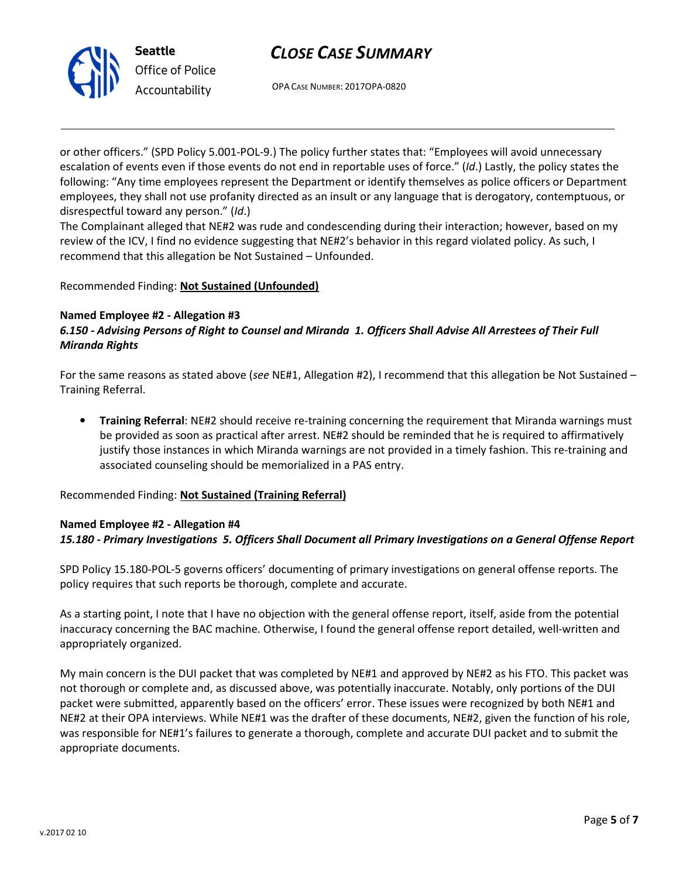or other officers." (SPD Policy 5.001-POL-9.) The policy further states that: "Employees will avoid unnecessary escalation of events even if those events do not end in reportable uses of force." (*Id*.) Lastly, the policy states the following: "Any time employees represent the Department or identify themselves as police officers or Department employees, they shall not use profanity directed as an insult or any language that is derogatory, contemptuous, or disrespectful toward any person." (*Id*.)
The Complainant alleged that NE#2 was rude and condescending during their interaction; however, based on my review of the ICV, I find no evidence suggesting that NE#2's behavior in this regard violated policy. As such, I recommend that this allegation be Not Sustained – Unfounded.

Recommended Finding: **Not Sustained (Unfounded)**

**Named Employee #2 - Allegation #3**
***6.150 - Advising Persons of Right to Counsel and Miranda 1. Officers Shall Advise All Arrestees of Their Full Miranda Rights***

For the same reasons as stated above (*see* NE#1, Allegation #2), I recommend that this allegation be Not Sustained – Training Referral.

- **Training Referral**: NE#2 should receive re-training concerning the requirement that Miranda warnings must be provided as soon as practical after arrest. NE#2 should be reminded that he is required to affirmatively justify those instances in which Miranda warnings are not provided in a timely fashion. This re-training and associated counseling should be memorialized in a PAS entry.

Recommended Finding: **Not Sustained (Training Referral)**

**Named Employee #2 - Allegation #4**
***15.180 - Primary Investigations 5. Officers Shall Document all Primary Investigations on a General Offense Report***

SPD Policy 15.180-POL-5 governs officers' documenting of primary investigations on general offense reports. The policy requires that such reports be thorough, complete and accurate.

As a starting point, I note that I have no objection with the general offense report, itself, aside from the potential inaccuracy concerning the BAC machine. Otherwise, I found the general offense report detailed, well-written and appropriately organized.

My main concern is the DUI packet that was completed by NE#1 and approved by NE#2 as his FTO. This packet was not thorough or complete and, as discussed above, was potentially inaccurate. Notably, only portions of the DUI packet were submitted, apparently based on the officers' error. These issues were recognized by both NE#1 and NE#2 at their OPA interviews. While NE#1 was the drafter of these documents, NE#2, given the function of his role, was responsible for NE#1's failures to generate a thorough, complete and accurate DUI packet and to submit the appropriate documents.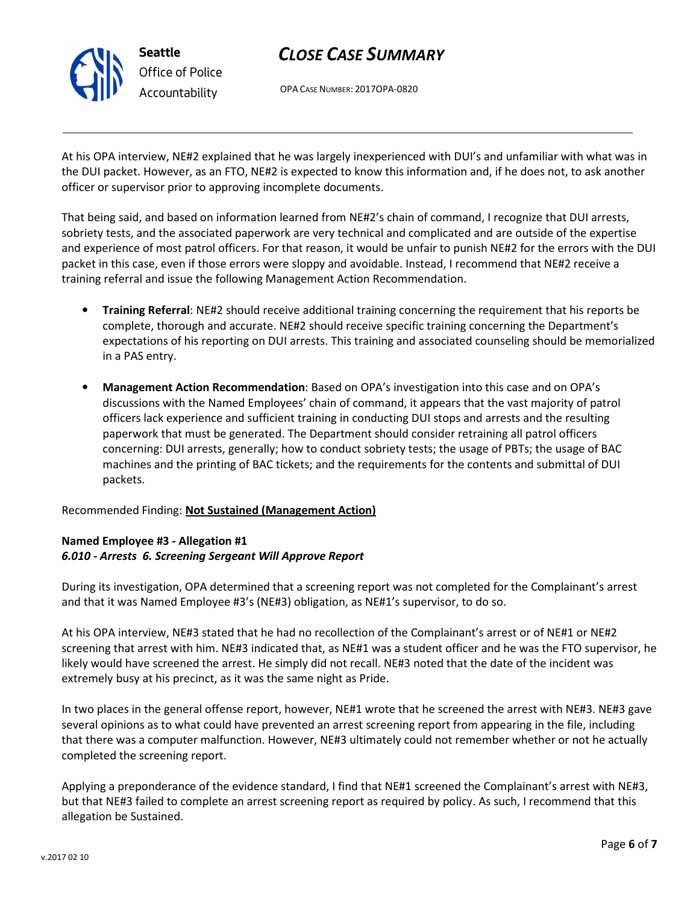At his OPA interview, NE#2 explained that he was largely inexperienced with DUI's and unfamiliar with what was in the DUI packet. However, as an FTO, NE#2 is expected to know this information and, if he does not, to ask another officer or supervisor prior to approving incomplete documents.

That being said, and based on information learned from NE#2's chain of command, I recognize that DUI arrests, sobriety tests, and the associated paperwork are very technical and complicated and are outside of the expertise and experience of most patrol officers. For that reason, it would be unfair to punish NE#2 for the errors with the DUI packet in this case, even if those errors were sloppy and avoidable. Instead, I recommend that NE#2 receive a training referral and issue the following Management Action Recommendation.

- **Training Referral**: NE#2 should receive additional training concerning the requirement that his reports be complete, thorough and accurate. NE#2 should receive specific training concerning the Department's expectations of his reporting on DUI arrests. This training and associated counseling should be memorialized in a PAS entry.

- **Management Action Recommendation**: Based on OPA's investigation into this case and on OPA's discussions with the Named Employees' chain of command, it appears that the vast majority of patrol officers lack experience and sufficient training in conducting DUI stops and arrests and the resulting paperwork that must be generated. The Department should consider retraining all patrol officers concerning: DUI arrests, generally; how to conduct sobriety tests; the usage of PBTs; the usage of BAC machines and the printing of BAC tickets; and the requirements for the contents and submittal of DUI packets.

Recommended Finding: **<u>Not Sustained (Management Action)</u>**

**Named Employee #3 - Allegation #1**
***6.010 - Arrests 6. Screening Sergeant Will Approve Report***

During its investigation, OPA determined that a screening report was not completed for the Complainant's arrest and that it was Named Employee #3's (NE#3) obligation, as NE#1's supervisor, to do so.

At his OPA interview, NE#3 stated that he had no recollection of the Complainant's arrest or of NE#1 or NE#2 screening that arrest with him. NE#3 indicated that, as NE#1 was a student officer and he was the FTO supervisor, he likely would have screened the arrest. He simply did not recall. NE#3 noted that the date of the incident was extremely busy at his precinct, as it was the same night as Pride.

In two places in the general offense report, however, NE#1 wrote that he screened the arrest with NE#3. NE#3 gave several opinions as to what could have prevented an arrest screening report from appearing in the file, including that there was a computer malfunction. However, NE#3 ultimately could not remember whether or not he actually completed the screening report.

Applying a preponderance of the evidence standard, I find that NE#1 screened the Complainant's arrest with NE#3, but that NE#3 failed to complete an arrest screening report as required by policy. As such, I recommend that this allegation be Sustained.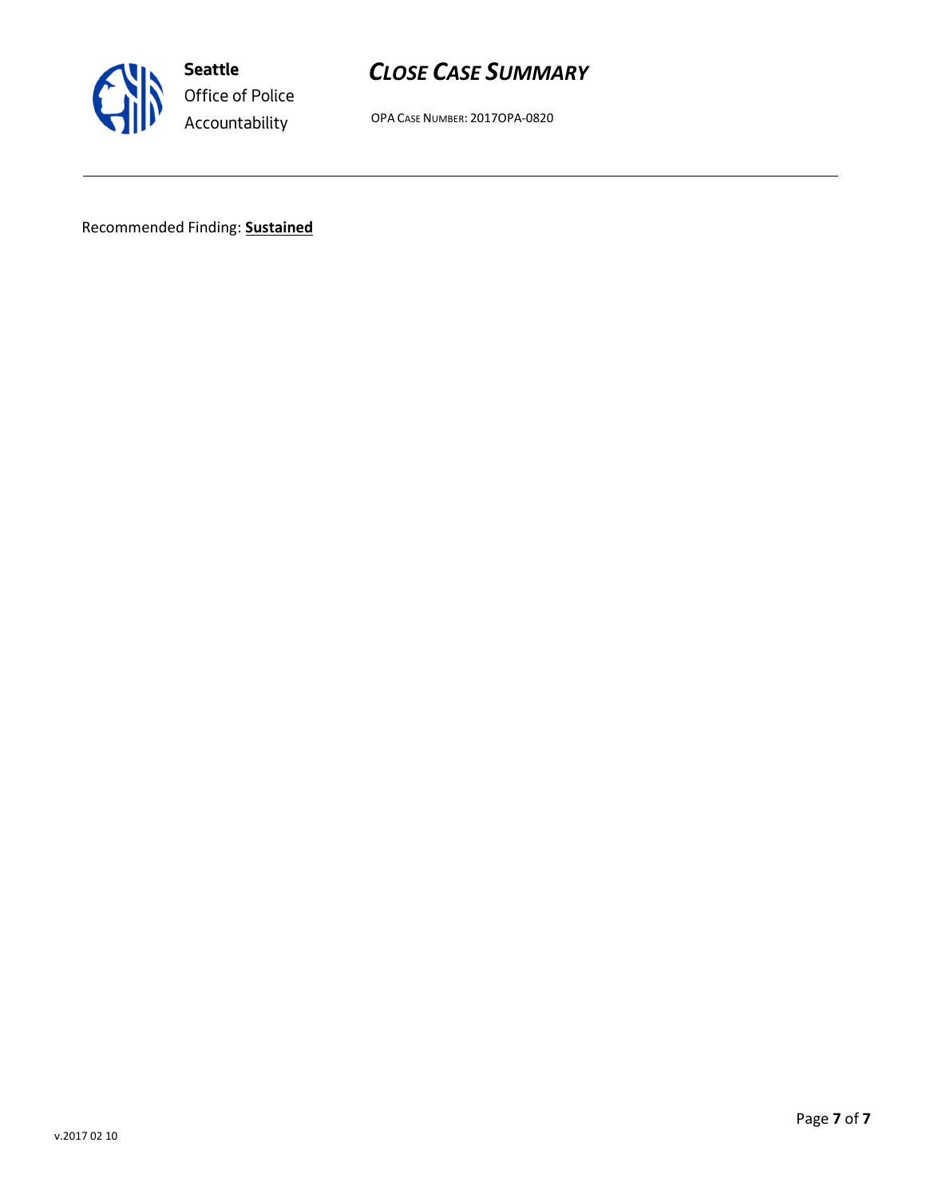Recommended Finding: **Sustained**